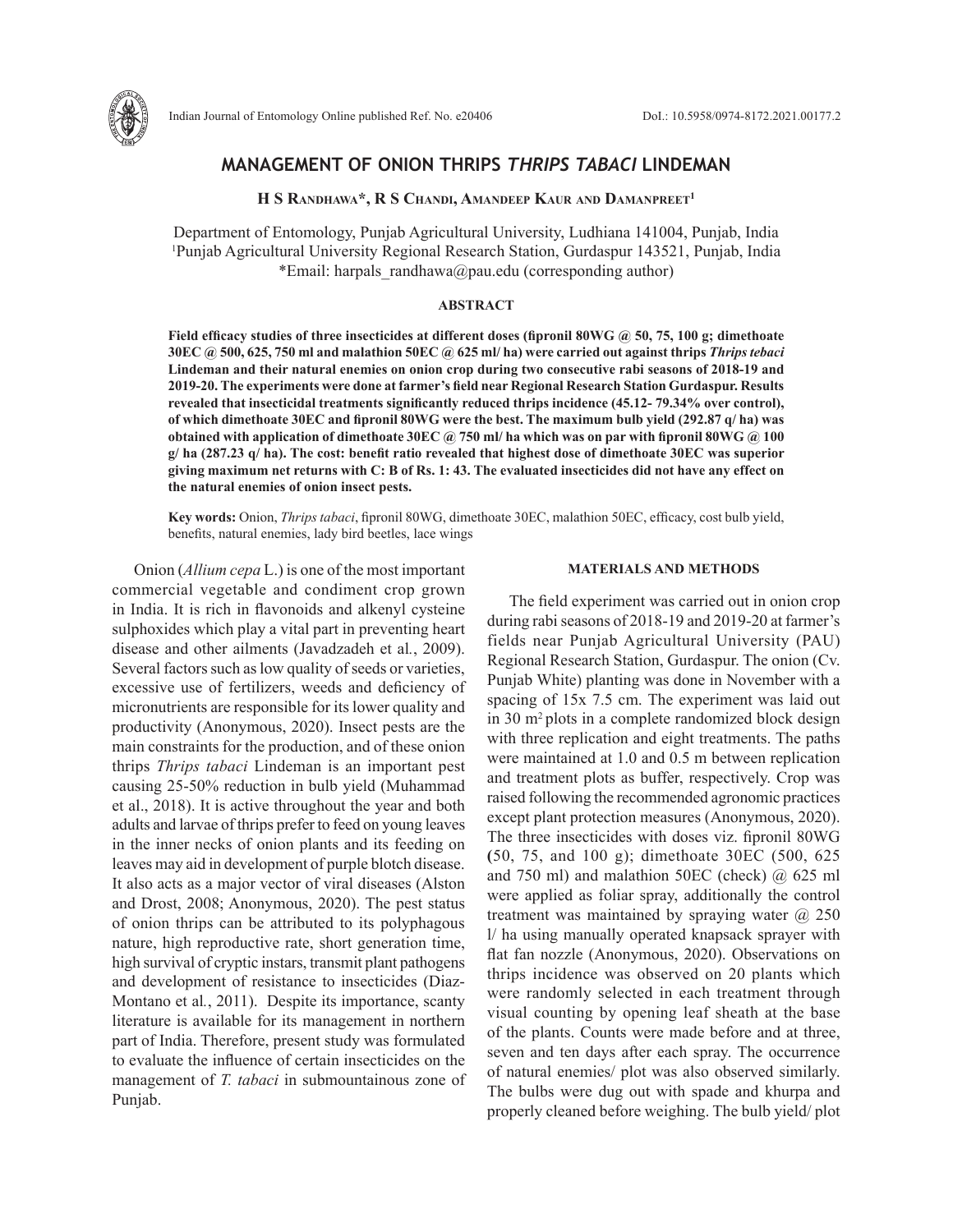# MANAGEMENT OF ONION THRIPS *THRIPS TABACI* LINDEMAN

**H S Randhawa*, R S Chandi, Amandeep Kaur and Damanpreet[1]**

Department of Entomology, Punjab Agricultural University, Ludhiana 141004, Punjab, India
[1]Punjab Agricultural University Regional Research Station, Gurdaspur 143521, Punjab, India
*Email: harpals_randhawa@pau.edu (corresponding author)

## ABSTRACT

**Field efficacy studies of three insecticides at different doses (fipronil 80WG @ 50, 75, 100 g; dimethoate 30EC @ 500, 625, 750 ml and malathion 50EC @ 625 ml/ ha) were carried out against thrips *Thrips tebaci* Lindeman and their natural enemies on onion crop during two consecutive rabi seasons of 2018-19 and 2019-20. The experiments were done at farmer's field near Regional Research Station Gurdaspur. Results revealed that insecticidal treatments significantly reduced thrips incidence (45.12- 79.34% over control), of which dimethoate 30EC and fipronil 80WG were the best. The maximum bulb yield (292.87 q/ ha) was obtained with application of dimethoate 30EC @ 750 ml/ ha which was on par with fipronil 80WG @ 100 g/ ha (287.23 q/ ha). The cost: benefit ratio revealed that highest dose of dimethoate 30EC was superior giving maximum net returns with C: B of Rs. 1: 43. The evaluated insecticides did not have any effect on the natural enemies of onion insect pests.**

**Key words:** Onion, *Thrips tabaci*, fipronil 80WG, dimethoate 30EC, malathion 50EC, efficacy, cost bulb yield, benefits, natural enemies, lady bird beetles, lace wings

Onion (*Allium cepa* L.) is one of the most important commercial vegetable and condiment crop grown in India. It is rich in flavonoids and alkenyl cysteine sulphoxides which play a vital part in preventing heart disease and other ailments (Javadzadeh et al., 2009). Several factors such as low quality of seeds or varieties, excessive use of fertilizers, weeds and deficiency of micronutrients are responsible for its lower quality and productivity (Anonymous, 2020). Insect pests are the main constraints for the production, and of these onion thrips *Thrips tabaci* Lindeman is an important pest causing 25-50% reduction in bulb yield (Muhammad et al., 2018). It is active throughout the year and both adults and larvae of thrips prefer to feed on young leaves in the inner necks of onion plants and its feeding on leaves may aid in development of purple blotch disease. It also acts as a major vector of viral diseases (Alston and Drost, 2008; Anonymous, 2020). The pest status of onion thrips can be attributed to its polyphagous nature, high reproductive rate, short generation time, high survival of cryptic instars, transmit plant pathogens and development of resistance to insecticides (Diaz-Montano et al., 2011). Despite its importance, scanty literature is available for its management in northern part of India. Therefore, present study was formulated to evaluate the influence of certain insecticides on the management of *T. tabaci* in submountainous zone of Punjab.

## MATERIALS AND METHODS

The field experiment was carried out in onion crop during rabi seasons of 2018-19 and 2019-20 at farmer's fields near Punjab Agricultural University (PAU) Regional Research Station, Gurdaspur. The onion (Cv. Punjab White) planting was done in November with a spacing of 15x 7.5 cm. The experiment was laid out in 30 m$^2$ plots in a complete randomized block design with three replication and eight treatments. The paths were maintained at 1.0 and 0.5 m between replication and treatment plots as buffer, respectively. Crop was raised following the recommended agronomic practices except plant protection measures (Anonymous, 2020). The three insecticides with doses viz. fipronil 80WG (50, 75, and 100 g); dimethoate 30EC (500, 625 and 750 ml) and malathion 50EC (check) @ 625 ml were applied as foliar spray, additionally the control treatment was maintained by spraying water @ 250 l/ ha using manually operated knapsack sprayer with flat fan nozzle (Anonymous, 2020). Observations on thrips incidence was observed on 20 plants which were randomly selected in each treatment through visual counting by opening leaf sheath at the base of the plants. Counts were made before and at three, seven and ten days after each spray. The occurrence of natural enemies/ plot was also observed similarly. The bulbs were dug out with spade and khurpa and properly cleaned before weighing. The bulb yield/ plot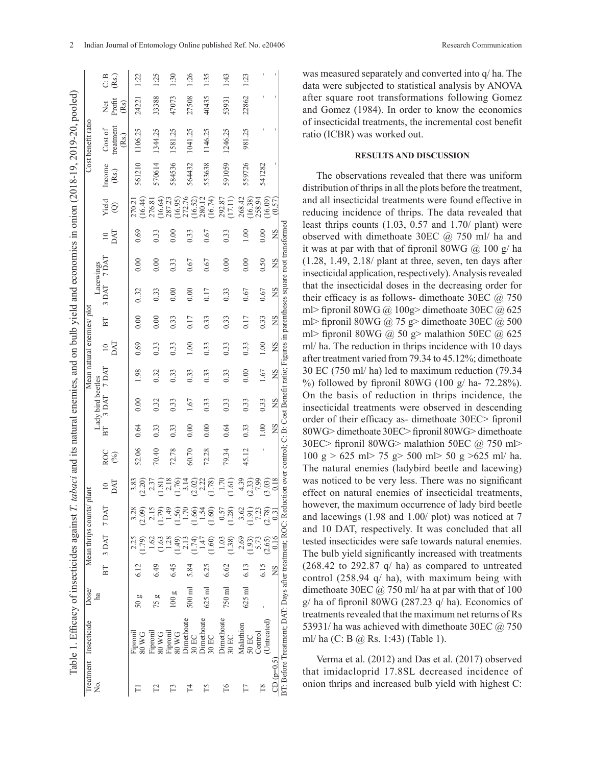Table 1. Efficacy of insecticides against *T. tabaci* and its natural enemies, and on bulb yield and economics in onion (2018-19, 2019-20, pooled)

| Treatment No. | Insecticide | Dose/ ha | Mean thrips counts/ plant | | | | ROC (%) | Mean natural enemies/ plot | | | | | | | | Yield (Q) | Cost benefit ratio | | | |
|---|---|---|---|---|---|---|---|---|---|---|---|---|---|---|---|---|---|---|---|---|
| | | | | | | | | Lady bird beetles | | | | Lacewings | | | | | | | | |
| | | | BT | 3 DAT | 7 DAT | 10 DAT | | BT | 3 DAT | 7 DAT | 10 DAT | BT | 3 DAT | 7 DAT | 10 DAT | | Income (Rs.) | Cost of treatment (Rs.) | Net Profit (Rs) | C: B (Rs.) |
| T1 | Fipronil 80 WG | 50 g | 6.12 | 2.25 (1.79) | 3.28 (2.09) | 3.83 (2.20) | 52.06 | 0.64 | 0.00 | 1.98 | 0.69 | 0.00 | 0..32 | 0.00 | 0.69 | 270.21 (16.44) | 561210 | 1106.25 | 24221 | 1:22 |
| T2 | Fipronil 80 WG | 75 g | 6.49 | 1.62 (1.63 | 2.15 (1.79) | 2.37 (1.81) | 70.40 | 0.33 | 0.32 | 0.32 | 0.33 | 0.00 | 0.33 | 0.00 | 0.33 | 276.81 (16.64) | 570614 | 1344.25 | 33388 | 1:25 |
| T3 | Fipronil 80 WG | 100 g | 6.45 | 1.28 (1.49) | 1.49 (1.56) | 2.18 (1.76) | 72.78 | 0.33 | 0.33 | 0.33 | 0.33 | 0.33 | 0.00 | 0.33 | 0.00 | 287.23 (16.95) | 584536 | 1581.25 | 47073 | 1:30 |
| T4 | Dimethoate 30 EC | 500 ml | 5.84 | 2.13 (1.74) | 1.70 (1.66) | 3.14 (2.02) | 60.70 | 0.00 | 1.67 | 0.33 | 1.00 | 0.17 | 0.00 | 0.67 | 0.33 | 272.76 (16.52) | 564432 | 1041.25 | 27508 | 1:26 |
| T5 | Dimethoate 30 EC | 625 ml | 6.25 | 1.47 (1.60) | 1.54 (1.60) | 2.22 (1.78) | 72.28 | 0.00 | 0.33 | 0.33 | 0.33 | 0.33 | 0.17 | 0.67 | 0.67 | 280.12 (16.74) | 553638 | 1146.25 | 40435 | 1:35 |
| T6 | Dimethoate 30 EC | 750 ml | 6.62 | 1.03 (1.38) | 0.57 (1.28) | 1.70 (1.61) | 79.34 | 0.64 | 0.33 | 0.33 | 0.33 | 0.33 | 0.33 | 0.00 | 0.33 | 292.87 (17.11) | 591059 | 1246.25 | 53931 | 1:43 |
| T7 | Malathion 50 EC | 625 ml | 6.13 | 2.69 (1.93) | 3.62 (1.91) | 4.39 (2.33) | 45.12 | 0.33 | 0.33 | 0.00 | 0.33 | 0.17 | 0.67 | 0.00 | 1.00 | 268.42 (16.38) | 559726 | 981.25 | 22862 | 1:23 |
| T8 | Control (Untreated) | - | 6.15 | 5.73 (2.65) | 7.23 (2.78) | 7.99 (3.03) | - | 1.00 | 0.33 | 1.67 | 1.00 | 0.33 | 0.67 | 0.50 | 0.00 | 258.94 (16.09) | 541282 | - | - | - |
| CD (p=0.5) | | | NS | 0.16 | 0.31 | 0.18 | | NS | NS | NS | NS | NS | NS | NS | NS | (0.57) | - | - | - | - |

BT: Before Treatment; DAT: Days after treatment; ROC: Reduction over control; C: B: Cost Benefit ratio; Figures in parentheses square root transformed

was measured separately and converted into q/ ha. The data were subjected to statistical analysis by ANOVA after square root transformations following Gomez and Gomez (1984). In order to know the economics of insecticidal treatments, the incremental cost benefit ratio (ICBR) was worked out.

## RESULTS AND DISCUSSION

The observations revealed that there was uniform distribution of thrips in all the plots before the treatment, and all insecticidal treatments were found effective in reducing incidence of thrips. The data revealed that least thrips counts (1.03, 0.57 and 1.70/ plant) were observed with dimethoate 30EC @ 750 ml/ ha and it was at par with that of fipronil 80WG @ 100 g/ ha (1.28, 1.49, 2.18/ plant at three, seven, ten days after insecticidal application, respectively). Analysis revealed that the insecticidal doses in the decreasing order for their efficacy is as follows- dimethoate 30EC @ 750 ml> fipronil 80WG @ 100g> dimethoate 30EC @ 625 ml> fipronil 80WG @ 75 g> dimethoate 30EC @ 500 ml> fipronil 80WG @ 50 g> malathion 50EC @ 625 ml/ ha. The reduction in thrips incidence with 10 days after treatment varied from 79.34 to 45.12%; dimethoate 30 EC (750 ml/ ha) led to maximum reduction (79.34 %) followed by fipronil 80WG (100 g/ ha- 72.28%). On the basis of reduction in thrips incidence, the insecticidal treatments were observed in descending order of their efficacy as- dimethoate 30EC> fipronil 80WG> dimethoate 30EC> fipronil 80WG> dimethoate 30EC> fipronil 80WG> malathion 50EC @ 750 ml> 100 g > 625 ml> 75 g> 500 ml> 50 g >625 ml/ ha. The natural enemies (ladybird beetle and lacewing) was noticed to be very less. There was no significant effect on natural enemies of insecticidal treatments, however, the maximum occurrence of lady bird beetle and lacewings (1.98 and 1.00/ plot) was noticed at 7 and 10 DAT, respectively. It was concluded that all tested insecticides were safe towards natural enemies. The bulb yield significantly increased with treatments (268.42 to 292.87 q/ ha) as compared to untreated control (258.94 q/ ha), with maximum being with dimethoate 30EC @ 750 ml/ ha at par with that of 100 g/ ha of fipronil 80WG (287.23 q/ ha). Economics of treatments revealed that the maximum net returns of Rs 53931/ ha was achieved with dimethoate 30EC @ 750 ml/ ha (C: B @ Rs. 1:43) (Table 1).

Verma et al. (2012) and Das et al. (2017) observed that imidacloprid 17.8SL decreased incidence of onion thrips and increased bulb yield with highest C: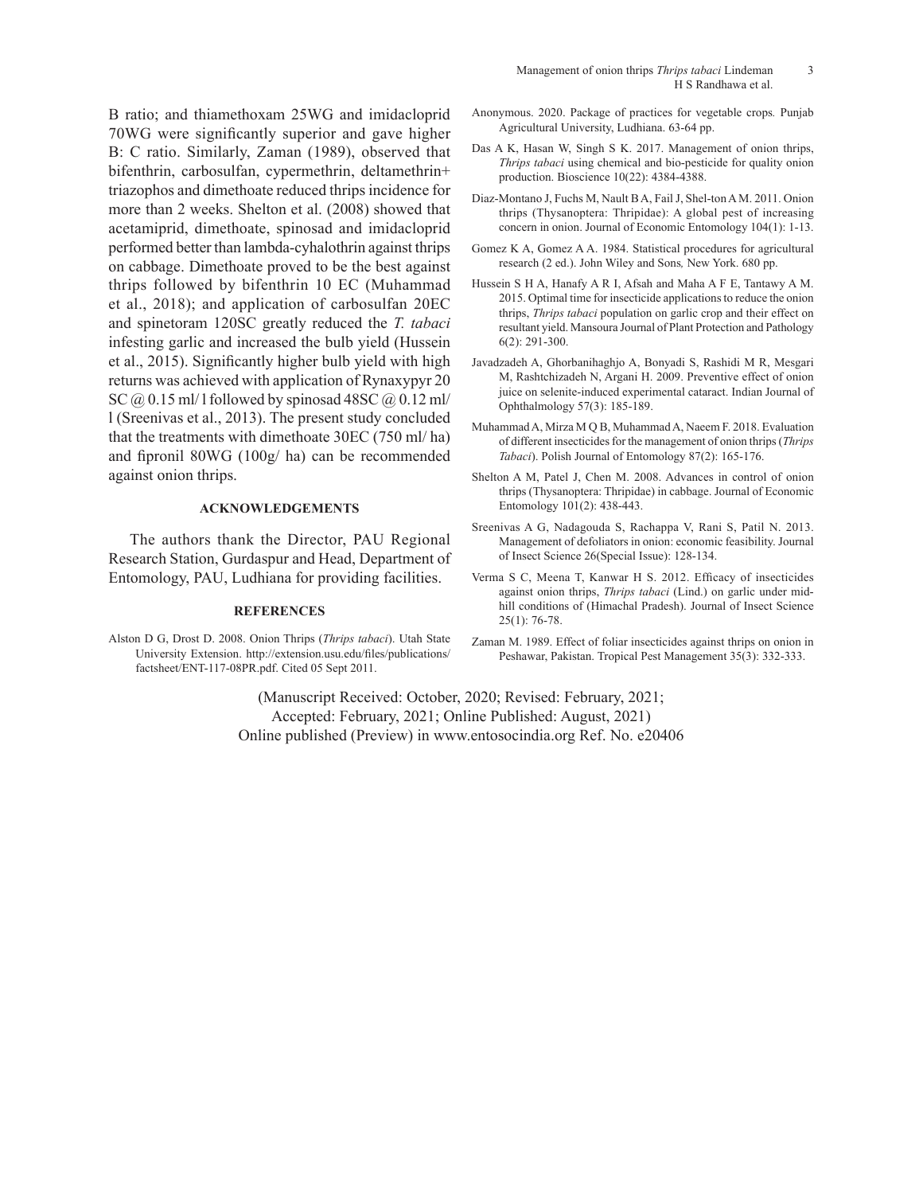B ratio; and thiamethoxam 25WG and imidacloprid 70WG were significantly superior and gave higher B: C ratio. Similarly, Zaman (1989), observed that bifenthrin, carbosulfan, cypermethrin, deltamethrin+ triazophos and dimethoate reduced thrips incidence for more than 2 weeks. Shelton et al. (2008) showed that acetamiprid, dimethoate, spinosad and imidacloprid performed better than lambda-cyhalothrin against thrips on cabbage. Dimethoate proved to be the best against thrips followed by bifenthrin 10 EC (Muhammad et al., 2018); and application of carbosulfan 20EC and spinetoram 120SC greatly reduced the *T. tabaci* infesting garlic and increased the bulb yield (Hussein et al., 2015). Significantly higher bulb yield with high returns was achieved with application of Rynaxypyr 20 SC @ 0.15 ml/ l followed by spinosad 48SC @ 0.12 ml/ l (Sreenivas et al., 2013). The present study concluded that the treatments with dimethoate 30EC (750 ml/ ha) and fipronil 80WG (100g/ ha) can be recommended against onion thrips.

## ACKNOWLEDGEMENTS

The authors thank the Director, PAU Regional Research Station, Gurdaspur and Head, Department of Entomology, PAU, Ludhiana for providing facilities.

## REFERENCES

Alston D G, Drost D. 2008. Onion Thrips (*Thrips tabaci*). Utah State University Extension. http://extension.usu.edu/files/publications/factsheet/ENT-117-08PR.pdf. Cited 05 Sept 2011.

Anonymous. 2020. Package of practices for vegetable crops*.* Punjab Agricultural University, Ludhiana. 63-64 pp.

Das A K, Hasan W, Singh S K. 2017. Management of onion thrips, *Thrips tabaci* using chemical and bio-pesticide for quality onion production. Bioscience 10(22): 4384-4388.

Diaz-Montano J, Fuchs M, Nault B A, Fail J, Shel-ton A M. 2011. Onion thrips (Thysanoptera: Thripidae): A global pest of increasing concern in onion. Journal of Economic Entomology 104(1): 1-13.

Gomez K A, Gomez A A. 1984. Statistical procedures for agricultural research (2 ed.). John Wiley and Sons*,* New York. 680 pp.

Hussein S H A, Hanafy A R I, Afsah and Maha A F E, Tantawy A M. 2015. Optimal time for insecticide applications to reduce the onion thrips, *Thrips tabaci* population on garlic crop and their effect on resultant yield. Mansoura Journal of Plant Protection and Pathology 6(2): 291-300.

Javadzadeh A, Ghorbanihaghjo A, Bonyadi S, Rashidi M R, Mesgari M, Rashtchizadeh N, Argani H. 2009. Preventive effect of onion juice on selenite-induced experimental cataract. Indian Journal of Ophthalmology 57(3): 185-189.

Muhammad A, Mirza M Q B, Muhammad A, Naeem F. 2018. Evaluation of different insecticides for the management of onion thrips (*Thrips Tabaci*). Polish Journal of Entomology 87(2): 165-176.

Shelton A M, Patel J, Chen M. 2008. Advances in control of onion thrips (Thysanoptera: Thripidae) in cabbage. Journal of Economic Entomology 101(2): 438-443.

Sreenivas A G, Nadagouda S, Rachappa V, Rani S, Patil N. 2013. Management of defoliators in onion: economic feasibility. Journal of Insect Science 26(Special Issue): 128-134.

Verma S C, Meena T, Kanwar H S. 2012. Efficacy of insecticides against onion thrips, *Thrips tabaci* (Lind.) on garlic under mid-hill conditions of (Himachal Pradesh). Journal of Insect Science 25(1): 76-78.

Zaman M. 1989. Effect of foliar insecticides against thrips on onion in Peshawar, Pakistan. Tropical Pest Management 35(3): 332-333.

(Manuscript Received: October, 2020; Revised: February, 2021; Accepted: February, 2021; Online Published: August, 2021)
Online published (Preview) in www.entosocindia.org Ref. No. e20406